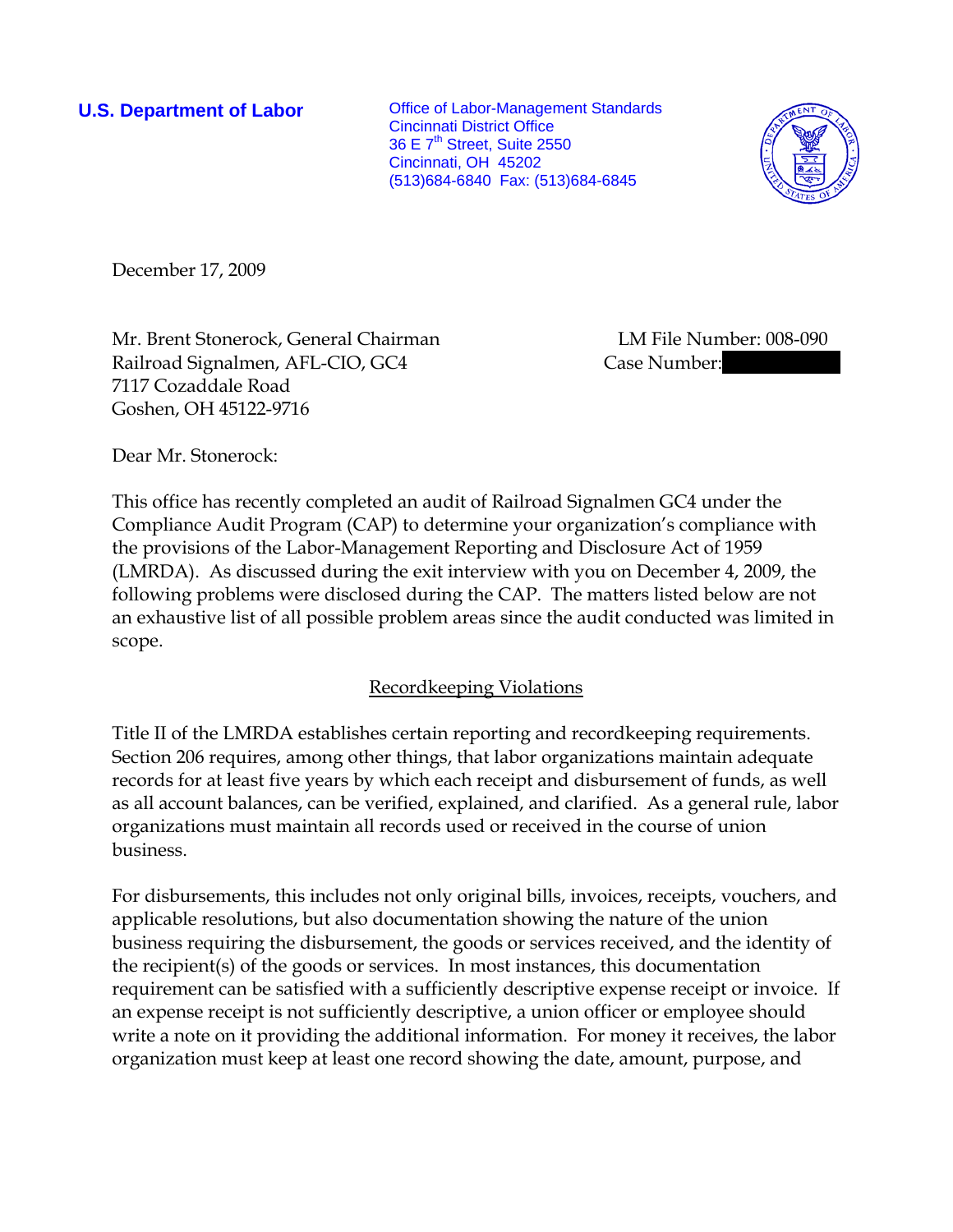**U.S. Department of Labor**

Office of Labor-Management Standards
Cincinnati District Office
36 E 7th Street, Suite 2550
Cincinnati, OH 45202
(513)684-6840 Fax: (513)684-6845

December 17, 2009

Mr. Brent Stonerock, General Chairman
Railroad Signalmen, AFL-CIO, GC4
7117 Cozaddale Road
Goshen, OH 45122-9716

LM File Number: 008-090
Case Number:

Dear Mr. Stonerock:

This office has recently completed an audit of Railroad Signalmen GC4 under the Compliance Audit Program (CAP) to determine your organization's compliance with the provisions of the Labor-Management Reporting and Disclosure Act of 1959 (LMRDA). As discussed during the exit interview with you on December 4, 2009, the following problems were disclosed during the CAP. The matters listed below are not an exhaustive list of all possible problem areas since the audit conducted was limited in scope.

## Recordkeeping Violations

Title II of the LMRDA establishes certain reporting and recordkeeping requirements. Section 206 requires, among other things, that labor organizations maintain adequate records for at least five years by which each receipt and disbursement of funds, as well as all account balances, can be verified, explained, and clarified. As a general rule, labor organizations must maintain all records used or received in the course of union business.

For disbursements, this includes not only original bills, invoices, receipts, vouchers, and applicable resolutions, but also documentation showing the nature of the union business requiring the disbursement, the goods or services received, and the identity of the recipient(s) of the goods or services. In most instances, this documentation requirement can be satisfied with a sufficiently descriptive expense receipt or invoice. If an expense receipt is not sufficiently descriptive, a union officer or employee should write a note on it providing the additional information. For money it receives, the labor organization must keep at least one record showing the date, amount, purpose, and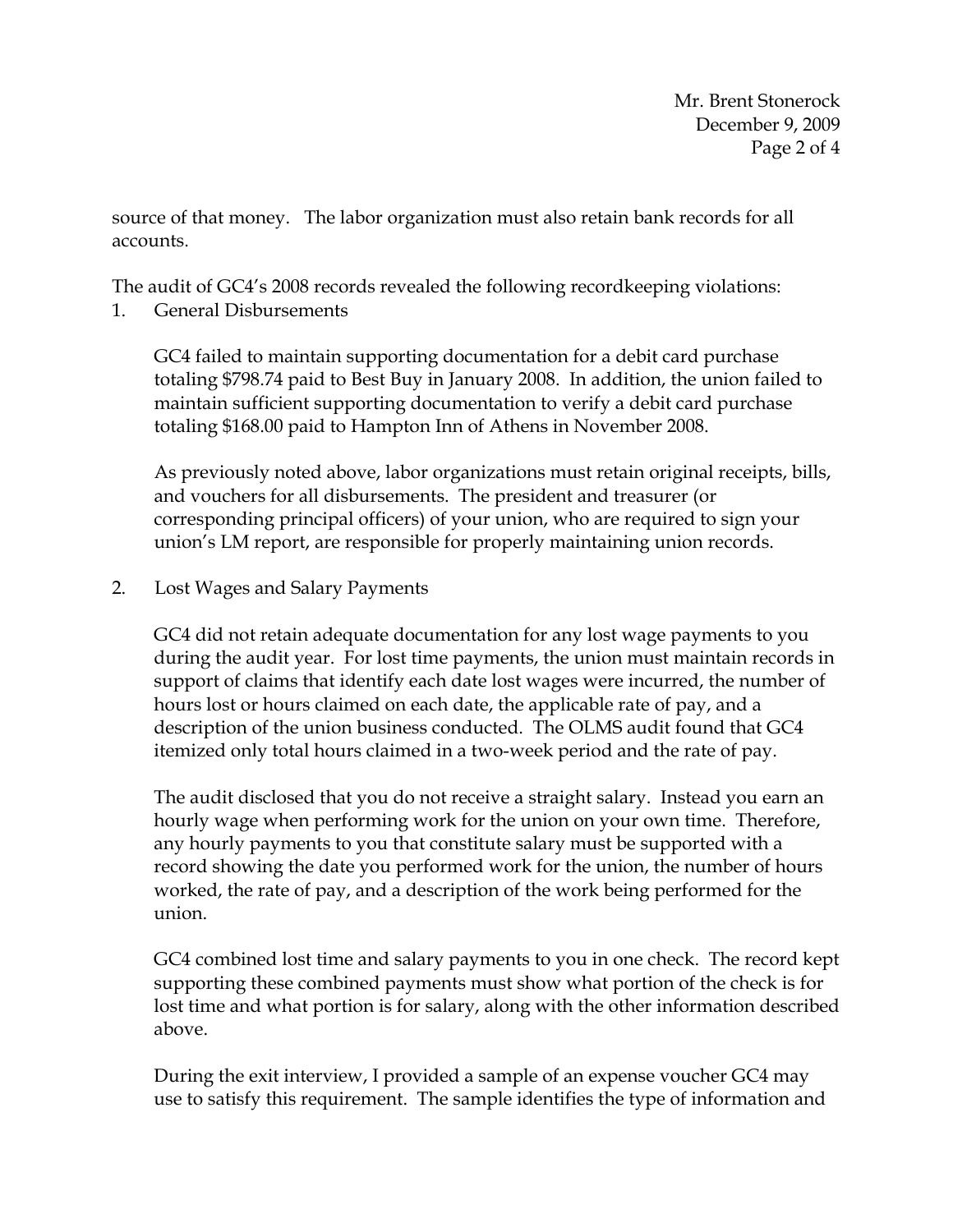source of that money. The labor organization must also retain bank records for all accounts.

The audit of GC4's 2008 records revealed the following recordkeeping violations:

1. General Disbursements

   GC4 failed to maintain supporting documentation for a debit card purchase totaling $798.74 paid to Best Buy in January 2008. In addition, the union failed to maintain sufficient supporting documentation to verify a debit card purchase totaling $168.00 paid to Hampton Inn of Athens in November 2008.

   As previously noted above, labor organizations must retain original receipts, bills, and vouchers for all disbursements. The president and treasurer (or corresponding principal officers) of your union, who are required to sign your union's LM report, are responsible for properly maintaining union records.

2. Lost Wages and Salary Payments

   GC4 did not retain adequate documentation for any lost wage payments to you during the audit year. For lost time payments, the union must maintain records in support of claims that identify each date lost wages were incurred, the number of hours lost or hours claimed on each date, the applicable rate of pay, and a description of the union business conducted. The OLMS audit found that GC4 itemized only total hours claimed in a two-week period and the rate of pay.

   The audit disclosed that you do not receive a straight salary. Instead you earn an hourly wage when performing work for the union on your own time. Therefore, any hourly payments to you that constitute salary must be supported with a record showing the date you performed work for the union, the number of hours worked, the rate of pay, and a description of the work being performed for the union.

   GC4 combined lost time and salary payments to you in one check. The record kept supporting these combined payments must show what portion of the check is for lost time and what portion is for salary, along with the other information described above.

   During the exit interview, I provided a sample of an expense voucher GC4 may use to satisfy this requirement. The sample identifies the type of information and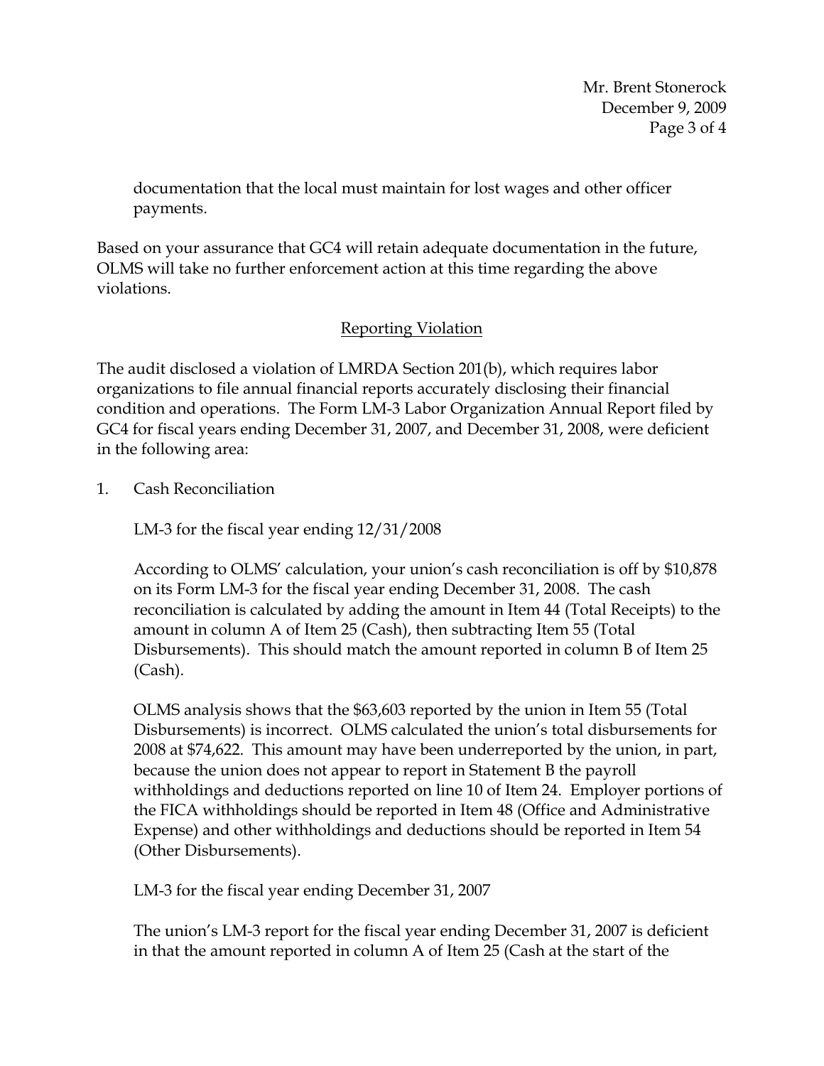documentation that the local must maintain for lost wages and other officer payments.

Based on your assurance that GC4 will retain adequate documentation in the future, OLMS will take no further enforcement action at this time regarding the above violations.

## Reporting Violation

The audit disclosed a violation of LMRDA Section 201(b), which requires labor organizations to file annual financial reports accurately disclosing their financial condition and operations. The Form LM-3 Labor Organization Annual Report filed by GC4 for fiscal years ending December 31, 2007, and December 31, 2008, were deficient in the following area:

1. Cash Reconciliation

   LM-3 for the fiscal year ending 12/31/2008

   According to OLMS' calculation, your union's cash reconciliation is off by $10,878 on its Form LM-3 for the fiscal year ending December 31, 2008. The cash reconciliation is calculated by adding the amount in Item 44 (Total Receipts) to the amount in column A of Item 25 (Cash), then subtracting Item 55 (Total Disbursements). This should match the amount reported in column B of Item 25 (Cash).

   OLMS analysis shows that the $63,603 reported by the union in Item 55 (Total Disbursements) is incorrect. OLMS calculated the union's total disbursements for 2008 at $74,622. This amount may have been underreported by the union, in part, because the union does not appear to report in Statement B the payroll withholdings and deductions reported on line 10 of Item 24. Employer portions of the FICA withholdings should be reported in Item 48 (Office and Administrative Expense) and other withholdings and deductions should be reported in Item 54 (Other Disbursements).

   LM-3 for the fiscal year ending December 31, 2007

   The union's LM-3 report for the fiscal year ending December 31, 2007 is deficient in that the amount reported in column A of Item 25 (Cash at the start of the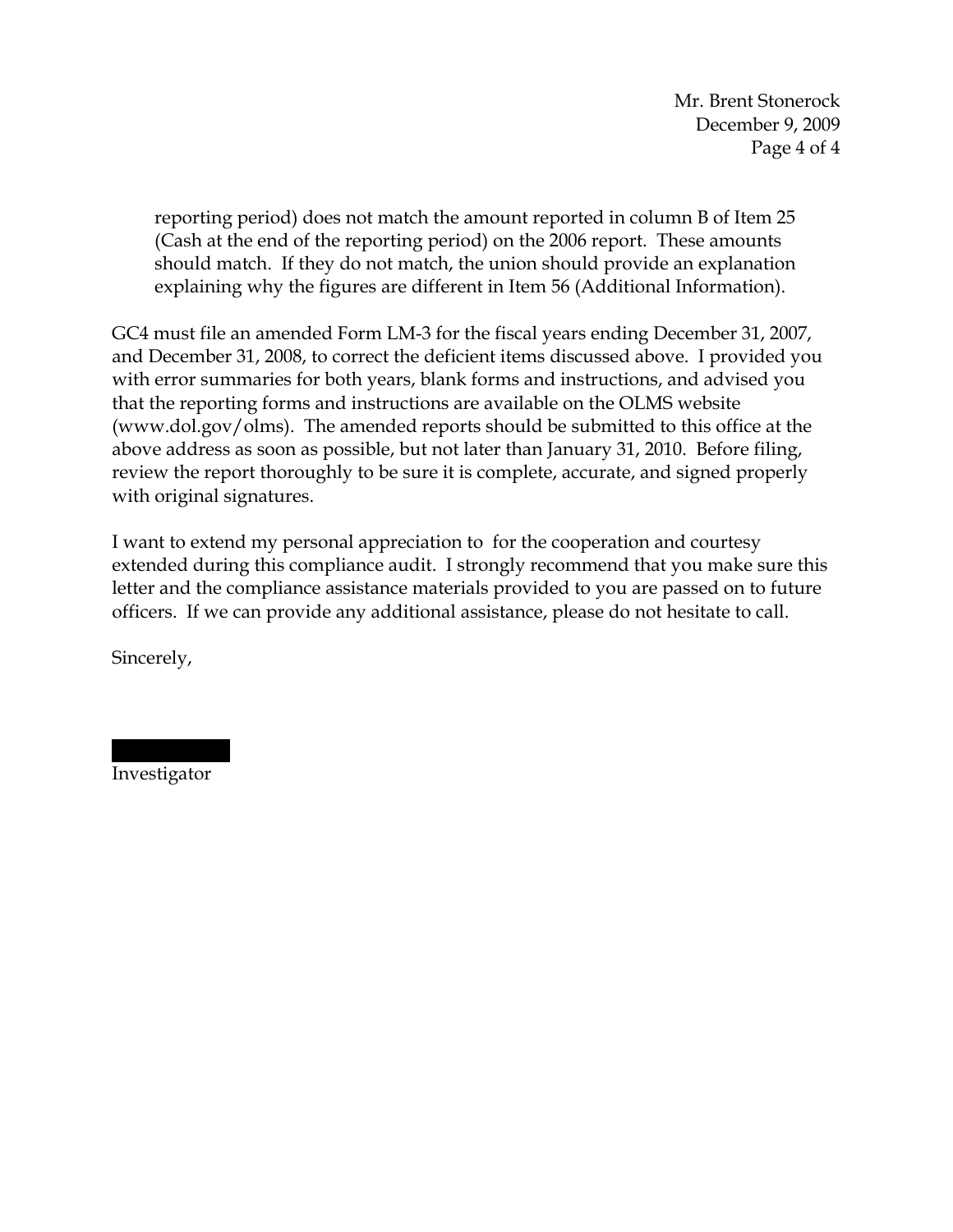reporting period) does not match the amount reported in column B of Item 25 (Cash at the end of the reporting period) on the 2006 report. These amounts should match. If they do not match, the union should provide an explanation explaining why the figures are different in Item 56 (Additional Information).

GC4 must file an amended Form LM-3 for the fiscal years ending December 31, 2007, and December 31, 2008, to correct the deficient items discussed above. I provided you with error summaries for both years, blank forms and instructions, and advised you that the reporting forms and instructions are available on the OLMS website (www.dol.gov/olms). The amended reports should be submitted to this office at the above address as soon as possible, but not later than January 31, 2010. Before filing, review the report thoroughly to be sure it is complete, accurate, and signed properly with original signatures.

I want to extend my personal appreciation to  for the cooperation and courtesy extended during this compliance audit. I strongly recommend that you make sure this letter and the compliance assistance materials provided to you are passed on to future officers. If we can provide any additional assistance, please do not hesitate to call.

Sincerely,

Investigator